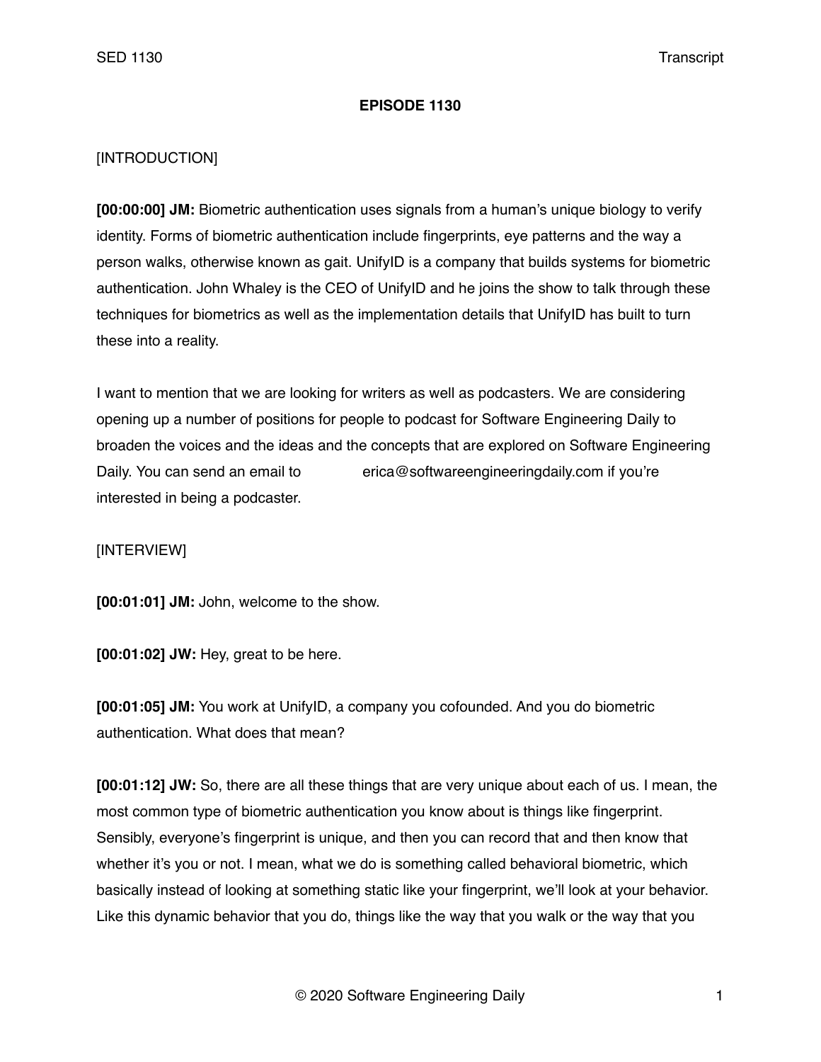# EPISODE 1130

[INTRODUCTION]

**[00:00:00] JM:** Biometric authentication uses signals from a human's unique biology to verify identity. Forms of biometric authentication include fingerprints, eye patterns and the way a person walks, otherwise known as gait. UnifyID is a company that builds systems for biometric authentication. John Whaley is the CEO of UnifyID and he joins the show to talk through these techniques for biometrics as well as the implementation details that UnifyID has built to turn these into a reality.

I want to mention that we are looking for writers as well as podcasters. We are considering opening up a number of positions for people to podcast for Software Engineering Daily to broaden the voices and the ideas and the concepts that are explored on Software Engineering Daily. You can send an email to erica@softwareengineeringdaily.com if you're interested in being a podcaster.

[INTERVIEW]

**[00:01:01] JM:** John, welcome to the show.

**[00:01:02] JW:** Hey, great to be here.

**[00:01:05] JM:** You work at UnifyID, a company you cofounded. And you do biometric authentication. What does that mean?

**[00:01:12] JW:** So, there are all these things that are very unique about each of us. I mean, the most common type of biometric authentication you know about is things like fingerprint. Sensibly, everyone's fingerprint is unique, and then you can record that and then know that whether it's you or not. I mean, what we do is something called behavioral biometric, which basically instead of looking at something static like your fingerprint, we'll look at your behavior. Like this dynamic behavior that you do, things like the way that you walk or the way that you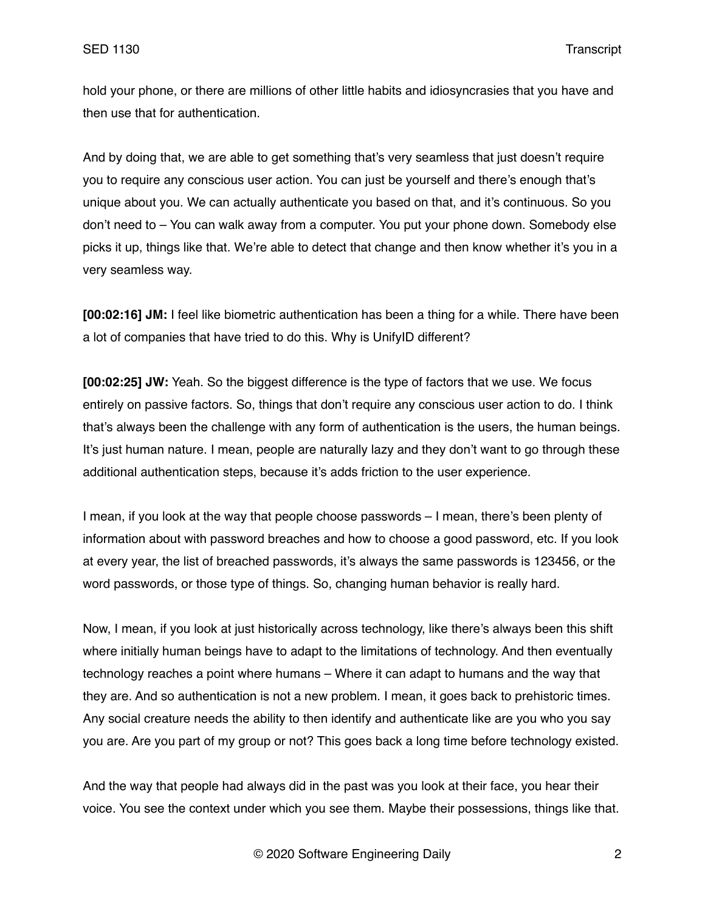hold your phone, or there are millions of other little habits and idiosyncrasies that you have and then use that for authentication.

And by doing that, we are able to get something that's very seamless that just doesn't require you to require any conscious user action. You can just be yourself and there's enough that's unique about you. We can actually authenticate you based on that, and it's continuous. So you don't need to – You can walk away from a computer. You put your phone down. Somebody else picks it up, things like that. We're able to detect that change and then know whether it's you in a very seamless way.

**[00:02:16] JM:** I feel like biometric authentication has been a thing for a while. There have been a lot of companies that have tried to do this. Why is UnifyID different?

**[00:02:25] JW:** Yeah. So the biggest difference is the type of factors that we use. We focus entirely on passive factors. So, things that don't require any conscious user action to do. I think that's always been the challenge with any form of authentication is the users, the human beings. It's just human nature. I mean, people are naturally lazy and they don't want to go through these additional authentication steps, because it's adds friction to the user experience.

I mean, if you look at the way that people choose passwords – I mean, there's been plenty of information about with password breaches and how to choose a good password, etc. If you look at every year, the list of breached passwords, it's always the same passwords is 123456, or the word passwords, or those type of things. So, changing human behavior is really hard.

Now, I mean, if you look at just historically across technology, like there's always been this shift where initially human beings have to adapt to the limitations of technology. And then eventually technology reaches a point where humans – Where it can adapt to humans and the way that they are. And so authentication is not a new problem. I mean, it goes back to prehistoric times. Any social creature needs the ability to then identify and authenticate like are you who you say you are. Are you part of my group or not? This goes back a long time before technology existed.

And the way that people had always did in the past was you look at their face, you hear their voice. You see the context under which you see them. Maybe their possessions, things like that.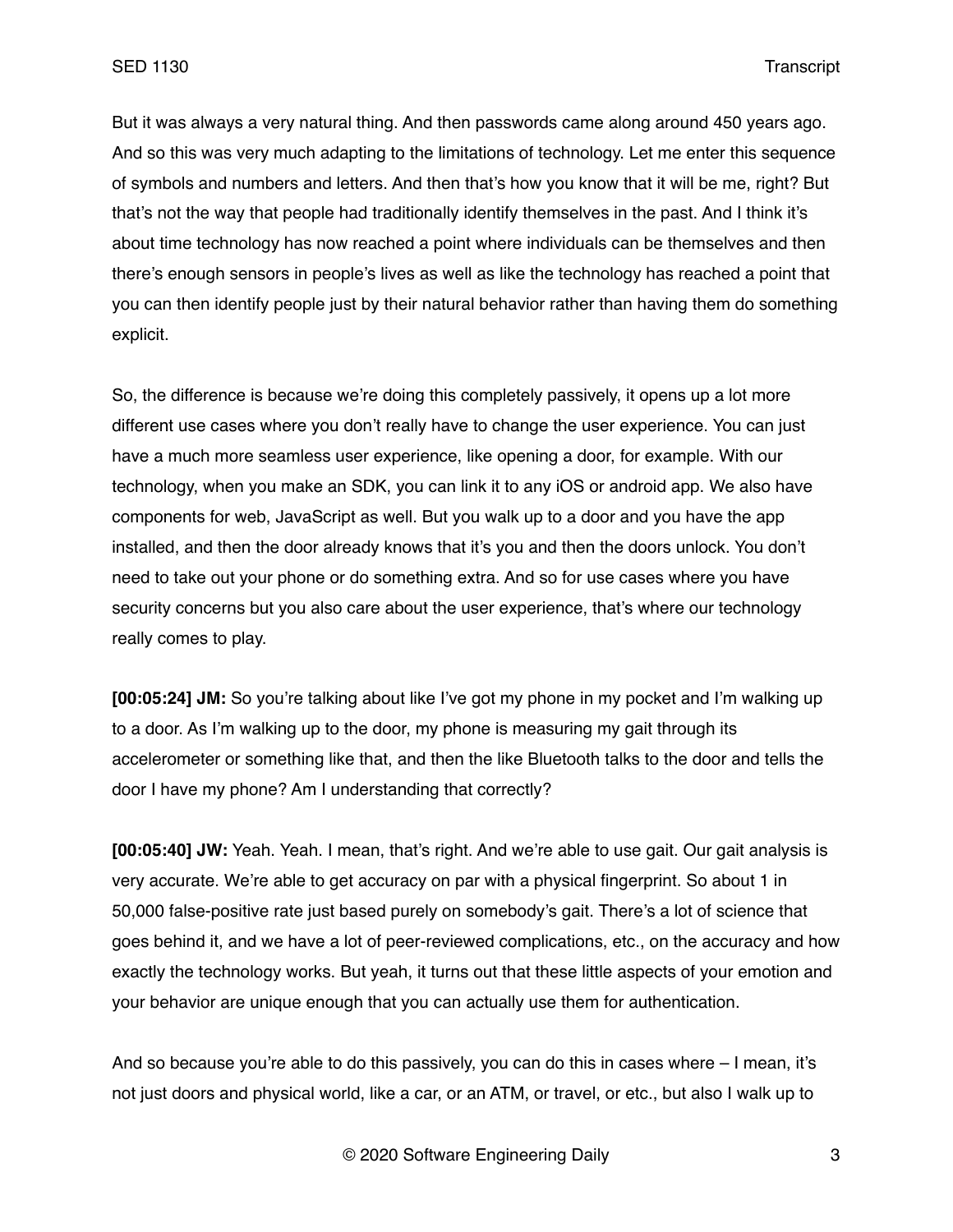But it was always a very natural thing. And then passwords came along around 450 years ago. And so this was very much adapting to the limitations of technology. Let me enter this sequence of symbols and numbers and letters. And then that's how you know that it will be me, right? But that's not the way that people had traditionally identify themselves in the past. And I think it's about time technology has now reached a point where individuals can be themselves and then there's enough sensors in people's lives as well as like the technology has reached a point that you can then identify people just by their natural behavior rather than having them do something explicit.

So, the difference is because we're doing this completely passively, it opens up a lot more different use cases where you don't really have to change the user experience. You can just have a much more seamless user experience, like opening a door, for example. With our technology, when you make an SDK, you can link it to any iOS or android app. We also have components for web, JavaScript as well. But you walk up to a door and you have the app installed, and then the door already knows that it's you and then the doors unlock. You don't need to take out your phone or do something extra. And so for use cases where you have security concerns but you also care about the user experience, that's where our technology really comes to play.

**[00:05:24] JM:** So you're talking about like I've got my phone in my pocket and I'm walking up to a door. As I'm walking up to the door, my phone is measuring my gait through its accelerometer or something like that, and then the like Bluetooth talks to the door and tells the door I have my phone? Am I understanding that correctly?

**[00:05:40] JW:** Yeah. Yeah. I mean, that's right. And we're able to use gait. Our gait analysis is very accurate. We're able to get accuracy on par with a physical fingerprint. So about 1 in 50,000 false-positive rate just based purely on somebody's gait. There's a lot of science that goes behind it, and we have a lot of peer-reviewed complications, etc., on the accuracy and how exactly the technology works. But yeah, it turns out that these little aspects of your emotion and your behavior are unique enough that you can actually use them for authentication.

And so because you're able to do this passively, you can do this in cases where – I mean, it's not just doors and physical world, like a car, or an ATM, or travel, or etc., but also I walk up to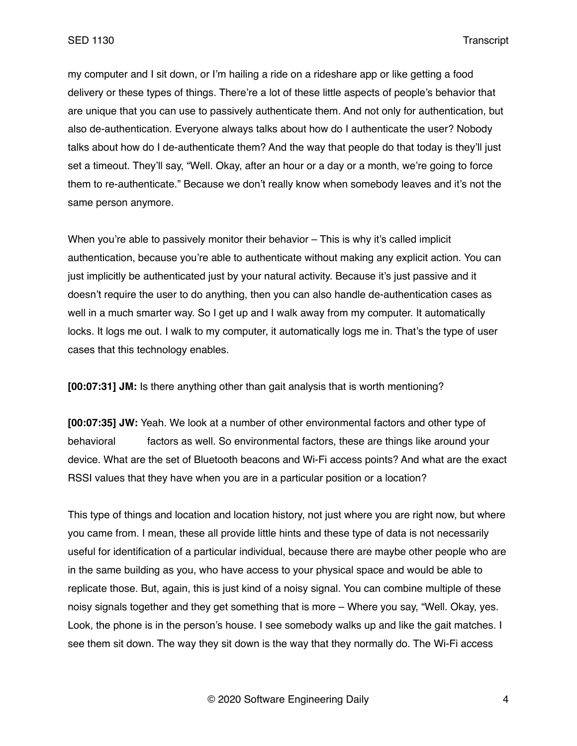my computer and I sit down, or I'm hailing a ride on a rideshare app or like getting a food delivery or these types of things. There're a lot of these little aspects of people's behavior that are unique that you can use to passively authenticate them. And not only for authentication, but also de-authentication. Everyone always talks about how do I authenticate the user? Nobody talks about how do I de-authenticate them? And the way that people do that today is they'll just set a timeout. They'll say, "Well. Okay, after an hour or a day or a month, we're going to force them to re-authenticate." Because we don't really know when somebody leaves and it's not the same person anymore.

When you're able to passively monitor their behavior – This is why it's called implicit authentication, because you're able to authenticate without making any explicit action. You can just implicitly be authenticated just by your natural activity. Because it's just passive and it doesn't require the user to do anything, then you can also handle de-authentication cases as well in a much smarter way. So I get up and I walk away from my computer. It automatically locks. It logs me out. I walk to my computer, it automatically logs me in. That's the type of user cases that this technology enables.

**[00:07:31] JM:** Is there anything other than gait analysis that is worth mentioning?

**[00:07:35] JW:** Yeah. We look at a number of other environmental factors and other type of behavioral factors as well. So environmental factors, these are things like around your device. What are the set of Bluetooth beacons and Wi-Fi access points? And what are the exact RSSI values that they have when you are in a particular position or a location?

This type of things and location and location history, not just where you are right now, but where you came from. I mean, these all provide little hints and these type of data is not necessarily useful for identification of a particular individual, because there are maybe other people who are in the same building as you, who have access to your physical space and would be able to replicate those. But, again, this is just kind of a noisy signal. You can combine multiple of these noisy signals together and they get something that is more – Where you say, "Well. Okay, yes. Look, the phone is in the person's house. I see somebody walks up and like the gait matches. I see them sit down. The way they sit down is the way that they normally do. The Wi-Fi access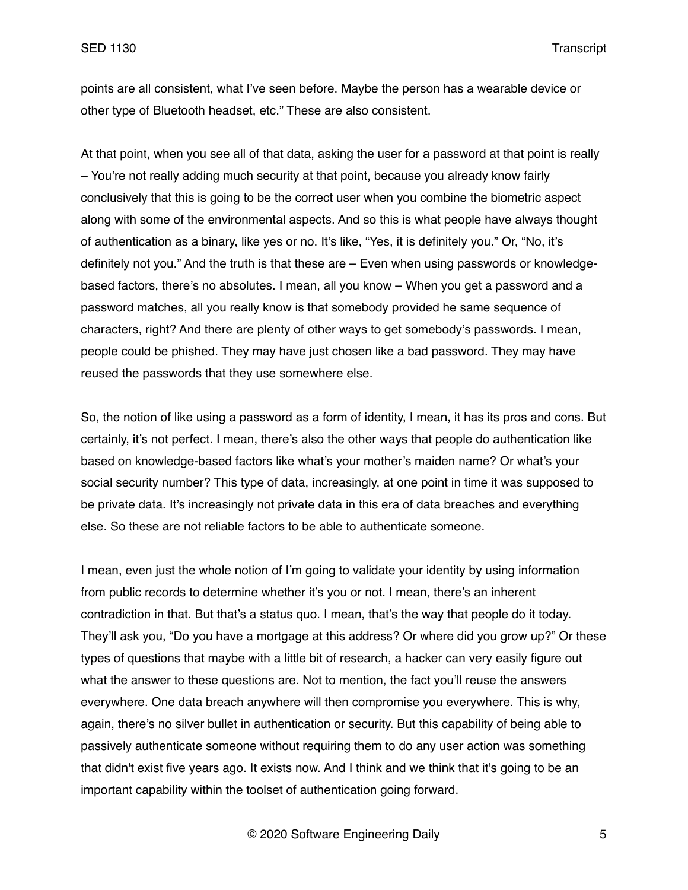points are all consistent, what I've seen before. Maybe the person has a wearable device or other type of Bluetooth headset, etc." These are also consistent.

At that point, when you see all of that data, asking the user for a password at that point is really – You're not really adding much security at that point, because you already know fairly conclusively that this is going to be the correct user when you combine the biometric aspect along with some of the environmental aspects. And so this is what people have always thought of authentication as a binary, like yes or no. It's like, "Yes, it is definitely you." Or, "No, it's definitely not you." And the truth is that these are – Even when using passwords or knowledge-based factors, there's no absolutes. I mean, all you know – When you get a password and a password matches, all you really know is that somebody provided he same sequence of characters, right? And there are plenty of other ways to get somebody's passwords. I mean, people could be phished. They may have just chosen like a bad password. They may have reused the passwords that they use somewhere else.

So, the notion of like using a password as a form of identity, I mean, it has its pros and cons. But certainly, it's not perfect. I mean, there's also the other ways that people do authentication like based on knowledge-based factors like what's your mother's maiden name? Or what's your social security number? This type of data, increasingly, at one point in time it was supposed to be private data. It's increasingly not private data in this era of data breaches and everything else. So these are not reliable factors to be able to authenticate someone.

I mean, even just the whole notion of I'm going to validate your identity by using information from public records to determine whether it's you or not. I mean, there's an inherent contradiction in that. But that's a status quo. I mean, that's the way that people do it today. They'll ask you, "Do you have a mortgage at this address? Or where did you grow up?" Or these types of questions that maybe with a little bit of research, a hacker can very easily figure out what the answer to these questions are. Not to mention, the fact you'll reuse the answers everywhere. One data breach anywhere will then compromise you everywhere. This is why, again, there's no silver bullet in authentication or security. But this capability of being able to passively authenticate someone without requiring them to do any user action was something that didn't exist five years ago. It exists now. And I think and we think that it's going to be an important capability within the toolset of authentication going forward.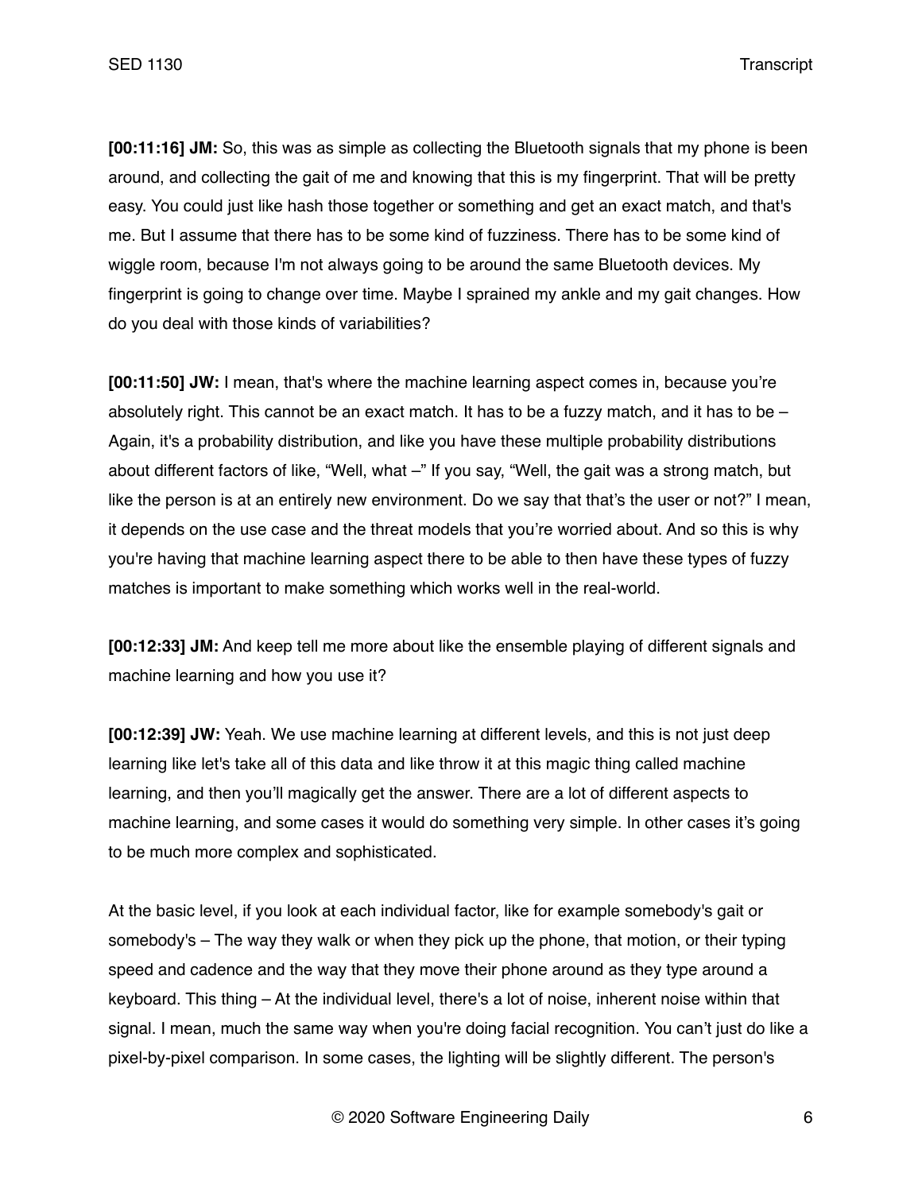**[00:11:16] JM:** So, this was as simple as collecting the Bluetooth signals that my phone is been around, and collecting the gait of me and knowing that this is my fingerprint. That will be pretty easy. You could just like hash those together or something and get an exact match, and that's me. But I assume that there has to be some kind of fuzziness. There has to be some kind of wiggle room, because I'm not always going to be around the same Bluetooth devices. My fingerprint is going to change over time. Maybe I sprained my ankle and my gait changes. How do you deal with those kinds of variabilities?

**[00:11:50] JW:** I mean, that's where the machine learning aspect comes in, because you're absolutely right. This cannot be an exact match. It has to be a fuzzy match, and it has to be – Again, it's a probability distribution, and like you have these multiple probability distributions about different factors of like, "Well, what –" If you say, "Well, the gait was a strong match, but like the person is at an entirely new environment. Do we say that that's the user or not?" I mean, it depends on the use case and the threat models that you're worried about. And so this is why you're having that machine learning aspect there to be able to then have these types of fuzzy matches is important to make something which works well in the real-world.

**[00:12:33] JM:** And keep tell me more about like the ensemble playing of different signals and machine learning and how you use it?

**[00:12:39] JW:** Yeah. We use machine learning at different levels, and this is not just deep learning like let's take all of this data and like throw it at this magic thing called machine learning, and then you'll magically get the answer. There are a lot of different aspects to machine learning, and some cases it would do something very simple. In other cases it's going to be much more complex and sophisticated.

At the basic level, if you look at each individual factor, like for example somebody's gait or somebody's – The way they walk or when they pick up the phone, that motion, or their typing speed and cadence and the way that they move their phone around as they type around a keyboard. This thing – At the individual level, there's a lot of noise, inherent noise within that signal. I mean, much the same way when you're doing facial recognition. You can't just do like a pixel-by-pixel comparison. In some cases, the lighting will be slightly different. The person's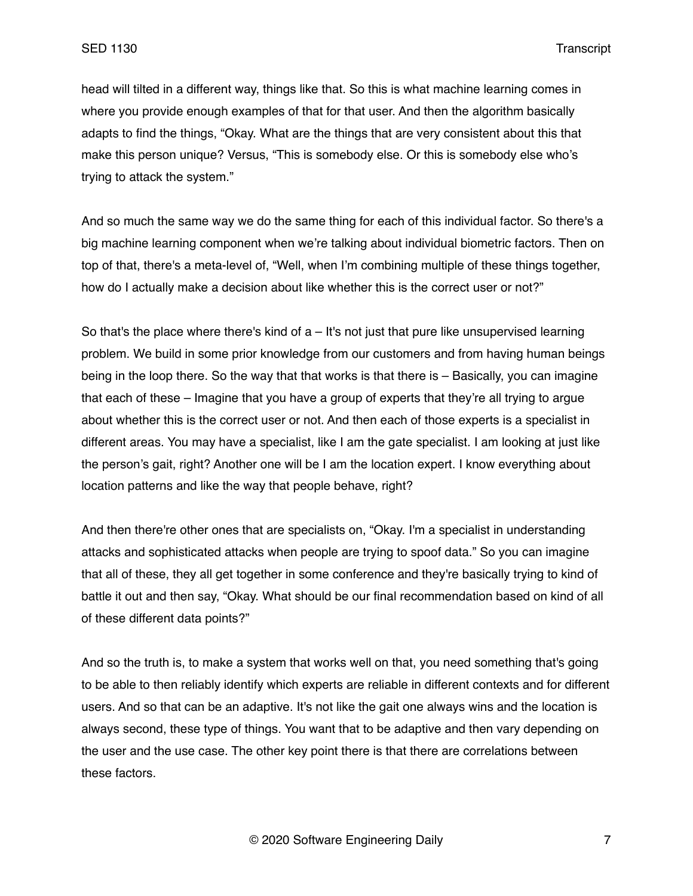head will tilted in a different way, things like that. So this is what machine learning comes in where you provide enough examples of that for that user. And then the algorithm basically adapts to find the things, "Okay. What are the things that are very consistent about this that make this person unique? Versus, "This is somebody else. Or this is somebody else who's trying to attack the system."

And so much the same way we do the same thing for each of this individual factor. So there's a big machine learning component when we're talking about individual biometric factors. Then on top of that, there's a meta-level of, "Well, when I'm combining multiple of these things together, how do I actually make a decision about like whether this is the correct user or not?"

So that's the place where there's kind of a – It's not just that pure like unsupervised learning problem. We build in some prior knowledge from our customers and from having human beings being in the loop there. So the way that that works is that there is – Basically, you can imagine that each of these – Imagine that you have a group of experts that they're all trying to argue about whether this is the correct user or not. And then each of those experts is a specialist in different areas. You may have a specialist, like I am the gate specialist. I am looking at just like the person's gait, right? Another one will be I am the location expert. I know everything about location patterns and like the way that people behave, right?

And then there're other ones that are specialists on, "Okay. I'm a specialist in understanding attacks and sophisticated attacks when people are trying to spoof data." So you can imagine that all of these, they all get together in some conference and they're basically trying to kind of battle it out and then say, "Okay. What should be our final recommendation based on kind of all of these different data points?"

And so the truth is, to make a system that works well on that, you need something that's going to be able to then reliably identify which experts are reliable in different contexts and for different users. And so that can be an adaptive. It's not like the gait one always wins and the location is always second, these type of things. You want that to be adaptive and then vary depending on the user and the use case. The other key point there is that there are correlations between these factors.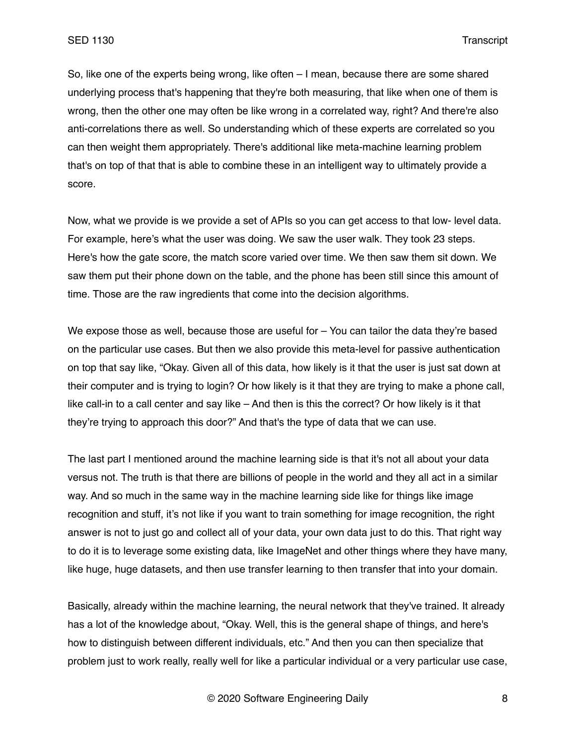So, like one of the experts being wrong, like often – I mean, because there are some shared underlying process that's happening that they're both measuring, that like when one of them is wrong, then the other one may often be like wrong in a correlated way, right? And there're also anti-correlations there as well. So understanding which of these experts are correlated so you can then weight them appropriately. There's additional like meta-machine learning problem that's on top of that that is able to combine these in an intelligent way to ultimately provide a score.

Now, what we provide is we provide a set of APIs so you can get access to that low- level data. For example, here's what the user was doing. We saw the user walk. They took 23 steps. Here's how the gate score, the match score varied over time. We then saw them sit down. We saw them put their phone down on the table, and the phone has been still since this amount of time. Those are the raw ingredients that come into the decision algorithms.

We expose those as well, because those are useful for – You can tailor the data they're based on the particular use cases. But then we also provide this meta-level for passive authentication on top that say like, "Okay. Given all of this data, how likely is it that the user is just sat down at their computer and is trying to login? Or how likely is it that they are trying to make a phone call, like call-in to a call center and say like – And then is this the correct? Or how likely is it that they're trying to approach this door?" And that's the type of data that we can use.

The last part I mentioned around the machine learning side is that it's not all about your data versus not. The truth is that there are billions of people in the world and they all act in a similar way. And so much in the same way in the machine learning side like for things like image recognition and stuff, it's not like if you want to train something for image recognition, the right answer is not to just go and collect all of your data, your own data just to do this. That right way to do it is to leverage some existing data, like ImageNet and other things where they have many, like huge, huge datasets, and then use transfer learning to then transfer that into your domain.

Basically, already within the machine learning, the neural network that they've trained. It already has a lot of the knowledge about, "Okay. Well, this is the general shape of things, and here's how to distinguish between different individuals, etc." And then you can then specialize that problem just to work really, really well for like a particular individual or a very particular use case,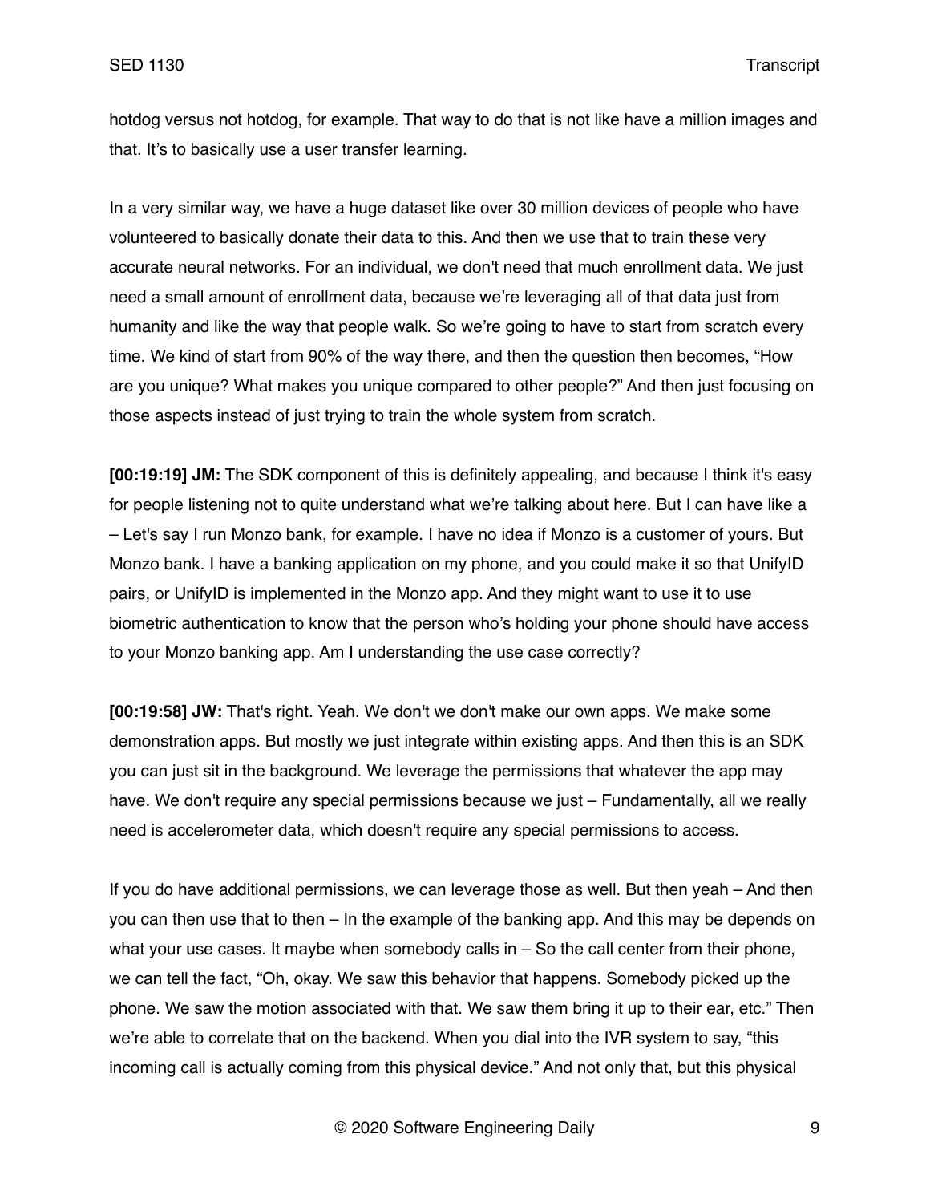hotdog versus not hotdog, for example. That way to do that is not like have a million images and that. It's to basically use a user transfer learning.

In a very similar way, we have a huge dataset like over 30 million devices of people who have volunteered to basically donate their data to this. And then we use that to train these very accurate neural networks. For an individual, we don't need that much enrollment data. We just need a small amount of enrollment data, because we're leveraging all of that data just from humanity and like the way that people walk. So we're going to have to start from scratch every time. We kind of start from 90% of the way there, and then the question then becomes, "How are you unique? What makes you unique compared to other people?" And then just focusing on those aspects instead of just trying to train the whole system from scratch.

**[00:19:19] JM:** The SDK component of this is definitely appealing, and because I think it's easy for people listening not to quite understand what we're talking about here. But I can have like a – Let's say I run Monzo bank, for example. I have no idea if Monzo is a customer of yours. But Monzo bank. I have a banking application on my phone, and you could make it so that UnifyID pairs, or UnifyID is implemented in the Monzo app. And they might want to use it to use biometric authentication to know that the person who's holding your phone should have access to your Monzo banking app. Am I understanding the use case correctly?

**[00:19:58] JW:** That's right. Yeah. We don't we don't make our own apps. We make some demonstration apps. But mostly we just integrate within existing apps. And then this is an SDK you can just sit in the background. We leverage the permissions that whatever the app may have. We don't require any special permissions because we just – Fundamentally, all we really need is accelerometer data, which doesn't require any special permissions to access.

If you do have additional permissions, we can leverage those as well. But then yeah – And then you can then use that to then – In the example of the banking app. And this may be depends on what your use cases. It maybe when somebody calls in – So the call center from their phone, we can tell the fact, "Oh, okay. We saw this behavior that happens. Somebody picked up the phone. We saw the motion associated with that. We saw them bring it up to their ear, etc." Then we're able to correlate that on the backend. When you dial into the IVR system to say, "this incoming call is actually coming from this physical device." And not only that, but this physical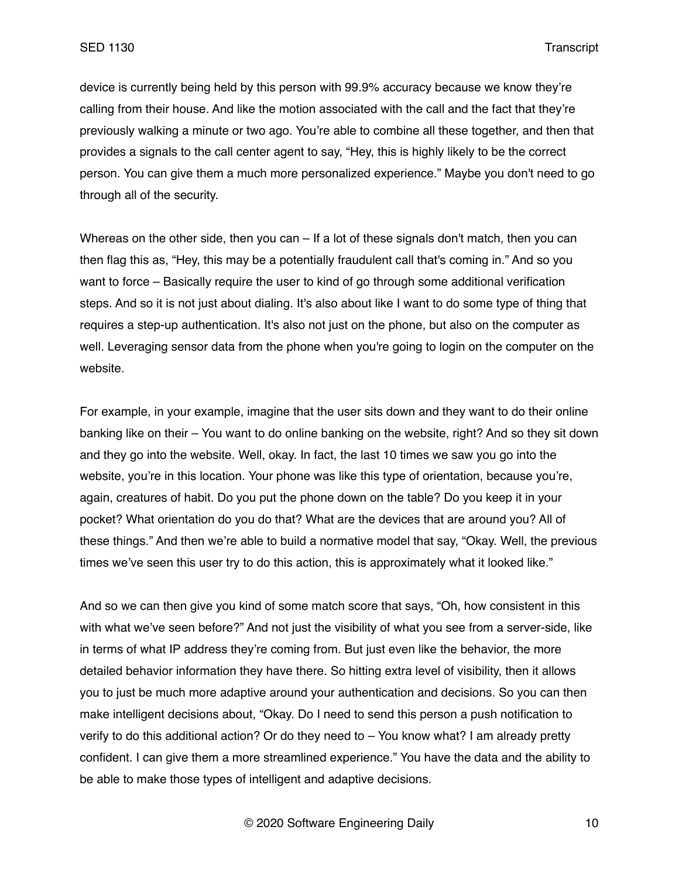device is currently being held by this person with 99.9% accuracy because we know they're calling from their house. And like the motion associated with the call and the fact that they're previously walking a minute or two ago. You're able to combine all these together, and then that provides a signals to the call center agent to say, "Hey, this is highly likely to be the correct person. You can give them a much more personalized experience." Maybe you don't need to go through all of the security.

Whereas on the other side, then you can – If a lot of these signals don't match, then you can then flag this as, "Hey, this may be a potentially fraudulent call that's coming in." And so you want to force – Basically require the user to kind of go through some additional verification steps. And so it is not just about dialing. It's also about like I want to do some type of thing that requires a step-up authentication. It's also not just on the phone, but also on the computer as well. Leveraging sensor data from the phone when you're going to login on the computer on the website.

For example, in your example, imagine that the user sits down and they want to do their online banking like on their – You want to do online banking on the website, right? And so they sit down and they go into the website. Well, okay. In fact, the last 10 times we saw you go into the website, you're in this location. Your phone was like this type of orientation, because you're, again, creatures of habit. Do you put the phone down on the table? Do you keep it in your pocket? What orientation do you do that? What are the devices that are around you? All of these things." And then we're able to build a normative model that say, "Okay. Well, the previous times we've seen this user try to do this action, this is approximately what it looked like."

And so we can then give you kind of some match score that says, "Oh, how consistent in this with what we've seen before?" And not just the visibility of what you see from a server-side, like in terms of what IP address they're coming from. But just even like the behavior, the more detailed behavior information they have there. So hitting extra level of visibility, then it allows you to just be much more adaptive around your authentication and decisions. So you can then make intelligent decisions about, "Okay. Do I need to send this person a push notification to verify to do this additional action? Or do they need to – You know what? I am already pretty confident. I can give them a more streamlined experience." You have the data and the ability to be able to make those types of intelligent and adaptive decisions.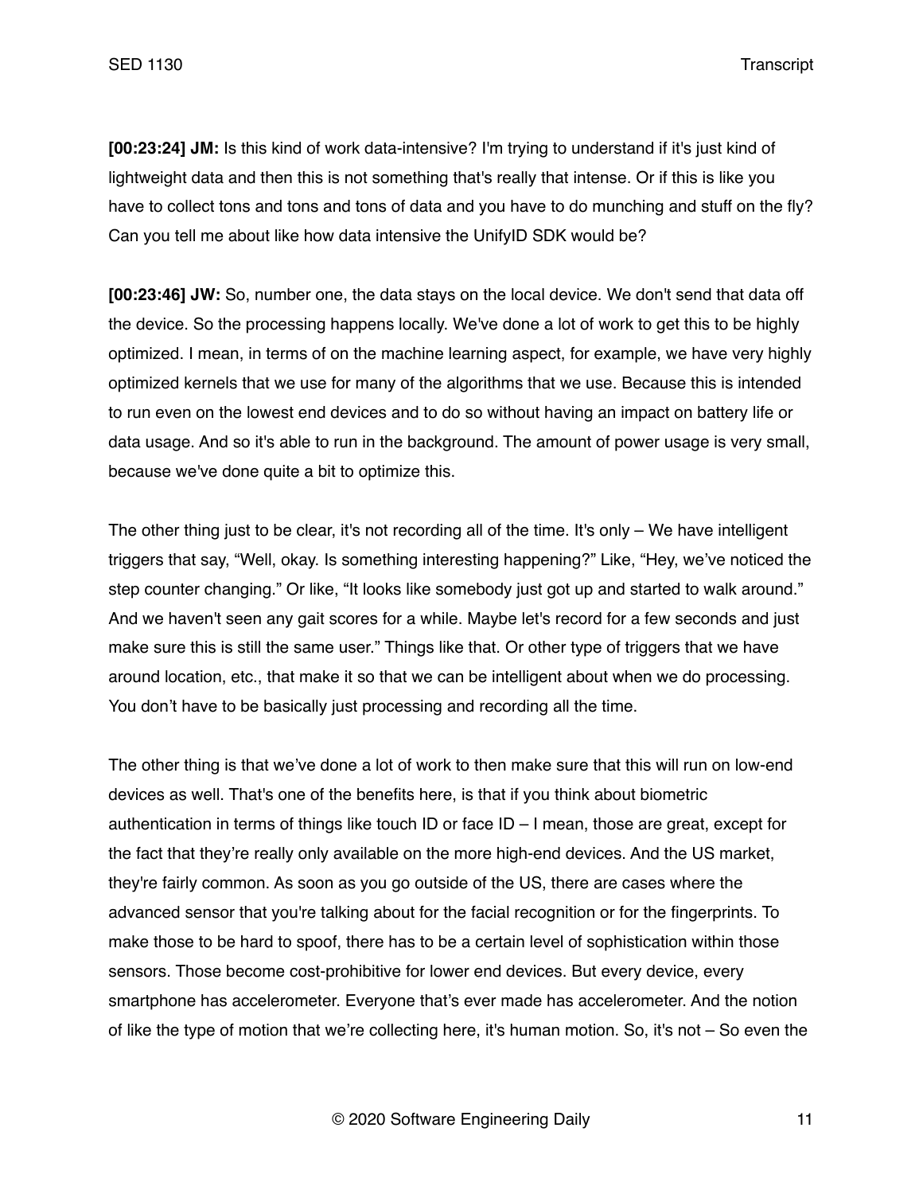**[00:23:24] JM:** Is this kind of work data-intensive? I'm trying to understand if it's just kind of lightweight data and then this is not something that's really that intense. Or if this is like you have to collect tons and tons and tons of data and you have to do munching and stuff on the fly? Can you tell me about like how data intensive the UnifyID SDK would be?

**[00:23:46] JW:** So, number one, the data stays on the local device. We don't send that data off the device. So the processing happens locally. We've done a lot of work to get this to be highly optimized. I mean, in terms of on the machine learning aspect, for example, we have very highly optimized kernels that we use for many of the algorithms that we use. Because this is intended to run even on the lowest end devices and to do so without having an impact on battery life or data usage. And so it's able to run in the background. The amount of power usage is very small, because we've done quite a bit to optimize this.

The other thing just to be clear, it's not recording all of the time. It's only – We have intelligent triggers that say, "Well, okay. Is something interesting happening?" Like, "Hey, we've noticed the step counter changing." Or like, "It looks like somebody just got up and started to walk around." And we haven't seen any gait scores for a while. Maybe let's record for a few seconds and just make sure this is still the same user." Things like that. Or other type of triggers that we have around location, etc., that make it so that we can be intelligent about when we do processing. You don't have to be basically just processing and recording all the time.

The other thing is that we've done a lot of work to then make sure that this will run on low-end devices as well. That's one of the benefits here, is that if you think about biometric authentication in terms of things like touch ID or face ID – I mean, those are great, except for the fact that they're really only available on the more high-end devices. And the US market, they're fairly common. As soon as you go outside of the US, there are cases where the advanced sensor that you're talking about for the facial recognition or for the fingerprints. To make those to be hard to spoof, there has to be a certain level of sophistication within those sensors. Those become cost-prohibitive for lower end devices. But every device, every smartphone has accelerometer. Everyone that's ever made has accelerometer. And the notion of like the type of motion that we're collecting here, it's human motion. So, it's not – So even the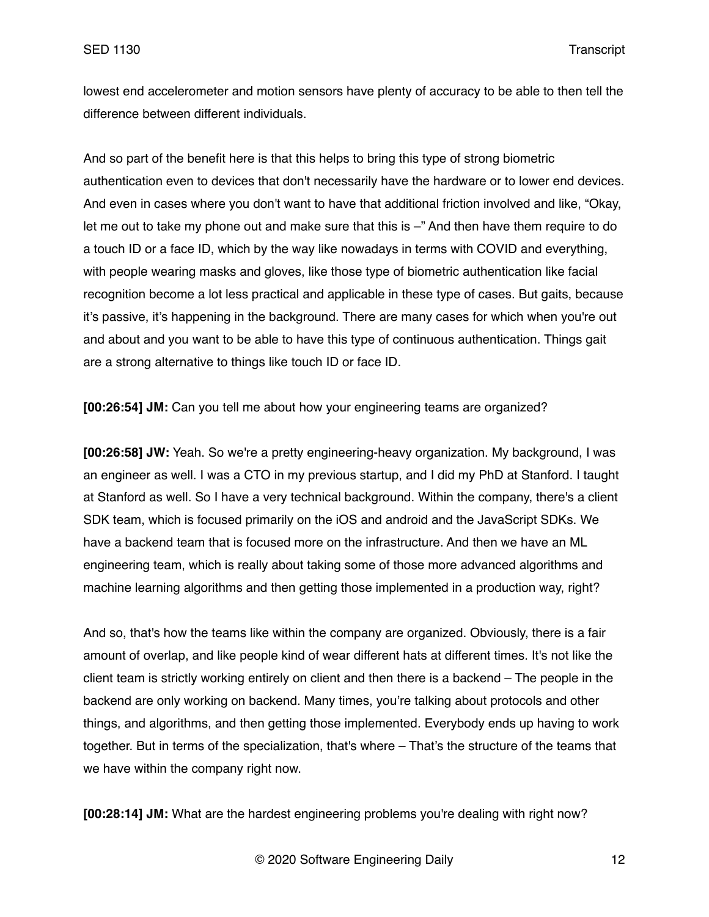lowest end accelerometer and motion sensors have plenty of accuracy to be able to then tell the difference between different individuals.

And so part of the benefit here is that this helps to bring this type of strong biometric authentication even to devices that don't necessarily have the hardware or to lower end devices. And even in cases where you don't want to have that additional friction involved and like, "Okay, let me out to take my phone out and make sure that this is –" And then have them require to do a touch ID or a face ID, which by the way like nowadays in terms with COVID and everything, with people wearing masks and gloves, like those type of biometric authentication like facial recognition become a lot less practical and applicable in these type of cases. But gaits, because it's passive, it's happening in the background. There are many cases for which when you're out and about and you want to be able to have this type of continuous authentication. Things gait are a strong alternative to things like touch ID or face ID.

**[00:26:54] JM:** Can you tell me about how your engineering teams are organized?

**[00:26:58] JW:** Yeah. So we're a pretty engineering-heavy organization. My background, I was an engineer as well. I was a CTO in my previous startup, and I did my PhD at Stanford. I taught at Stanford as well. So I have a very technical background. Within the company, there's a client SDK team, which is focused primarily on the iOS and android and the JavaScript SDKs. We have a backend team that is focused more on the infrastructure. And then we have an ML engineering team, which is really about taking some of those more advanced algorithms and machine learning algorithms and then getting those implemented in a production way, right?

And so, that's how the teams like within the company are organized. Obviously, there is a fair amount of overlap, and like people kind of wear different hats at different times. It's not like the client team is strictly working entirely on client and then there is a backend – The people in the backend are only working on backend. Many times, you're talking about protocols and other things, and algorithms, and then getting those implemented. Everybody ends up having to work together. But in terms of the specialization, that's where – That's the structure of the teams that we have within the company right now.

**[00:28:14] JM:** What are the hardest engineering problems you're dealing with right now?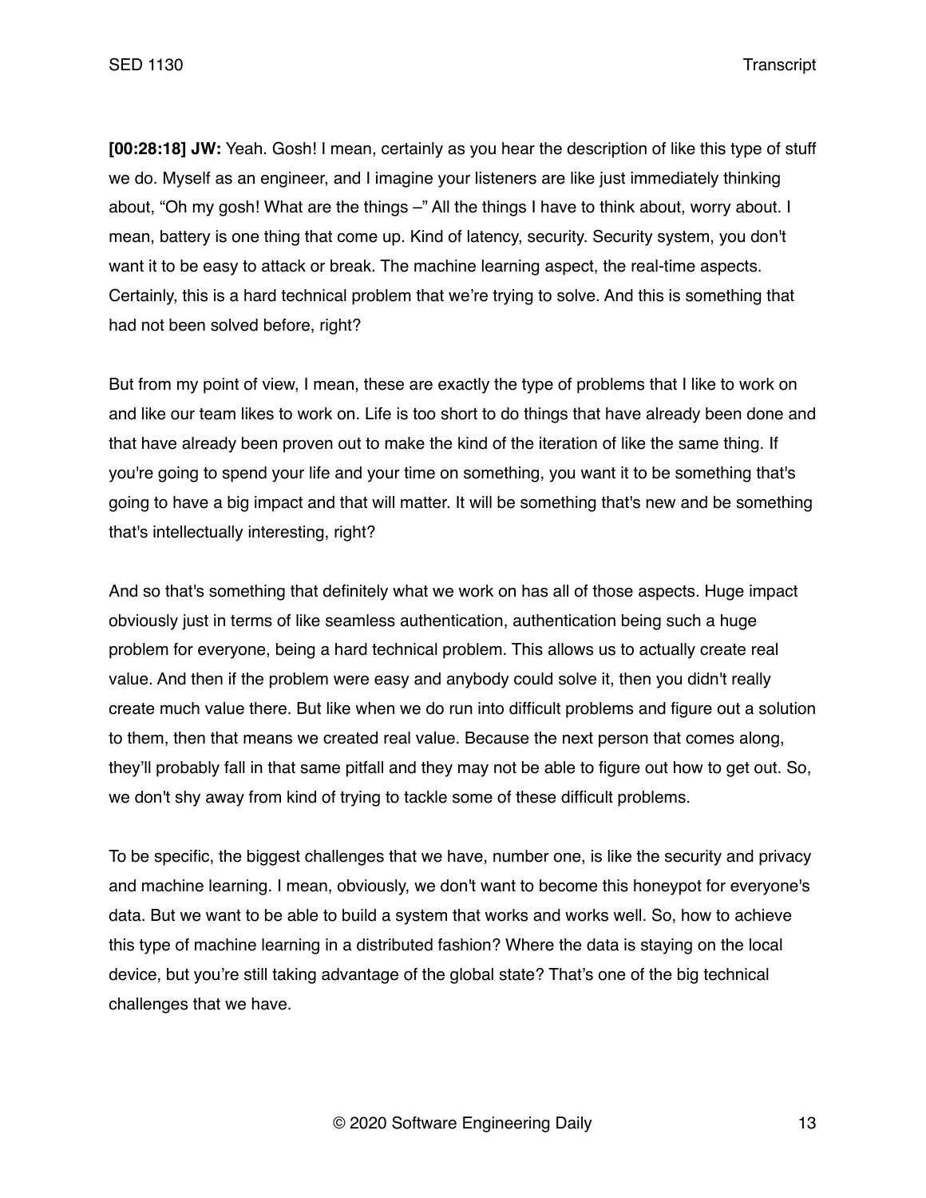**[00:28:18] JW:** Yeah. Gosh! I mean, certainly as you hear the description of like this type of stuff we do. Myself as an engineer, and I imagine your listeners are like just immediately thinking about, "Oh my gosh! What are the things –" All the things I have to think about, worry about. I mean, battery is one thing that come up. Kind of latency, security. Security system, you don't want it to be easy to attack or break. The machine learning aspect, the real-time aspects. Certainly, this is a hard technical problem that we're trying to solve. And this is something that had not been solved before, right?

But from my point of view, I mean, these are exactly the type of problems that I like to work on and like our team likes to work on. Life is too short to do things that have already been done and that have already been proven out to make the kind of the iteration of like the same thing. If you're going to spend your life and your time on something, you want it to be something that's going to have a big impact and that will matter. It will be something that's new and be something that's intellectually interesting, right?

And so that's something that definitely what we work on has all of those aspects. Huge impact obviously just in terms of like seamless authentication, authentication being such a huge problem for everyone, being a hard technical problem. This allows us to actually create real value. And then if the problem were easy and anybody could solve it, then you didn't really create much value there. But like when we do run into difficult problems and figure out a solution to them, then that means we created real value. Because the next person that comes along, they'll probably fall in that same pitfall and they may not be able to figure out how to get out. So, we don't shy away from kind of trying to tackle some of these difficult problems.

To be specific, the biggest challenges that we have, number one, is like the security and privacy and machine learning. I mean, obviously, we don't want to become this honeypot for everyone's data. But we want to be able to build a system that works and works well. So, how to achieve this type of machine learning in a distributed fashion? Where the data is staying on the local device, but you're still taking advantage of the global state? That's one of the big technical challenges that we have.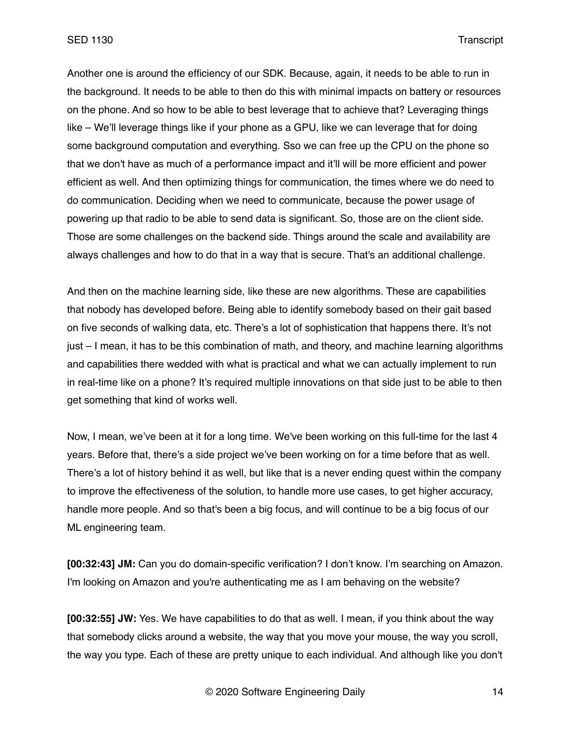Another one is around the efficiency of our SDK. Because, again, it needs to be able to run in the background. It needs to be able to then do this with minimal impacts on battery or resources on the phone. And so how to be able to best leverage that to achieve that? Leveraging things like – We'll leverage things like if your phone as a GPU, like we can leverage that for doing some background computation and everything. Sso we can free up the CPU on the phone so that we don't have as much of a performance impact and it'll will be more efficient and power efficient as well. And then optimizing things for communication, the times where we do need to do communication. Deciding when we need to communicate, because the power usage of powering up that radio to be able to send data is significant. So, those are on the client side. Those are some challenges on the backend side. Things around the scale and availability are always challenges and how to do that in a way that is secure. That's an additional challenge.

And then on the machine learning side, like these are new algorithms. These are capabilities that nobody has developed before. Being able to identify somebody based on their gait based on five seconds of walking data, etc. There's a lot of sophistication that happens there. It's not just – I mean, it has to be this combination of math, and theory, and machine learning algorithms and capabilities there wedded with what is practical and what we can actually implement to run in real-time like on a phone? It's required multiple innovations on that side just to be able to then get something that kind of works well.

Now, I mean, we've been at it for a long time. We've been working on this full-time for the last 4 years. Before that, there's a side project we've been working on for a time before that as well. There's a lot of history behind it as well, but like that is a never ending quest within the company to improve the effectiveness of the solution, to handle more use cases, to get higher accuracy, handle more people. And so that's been a big focus, and will continue to be a big focus of our ML engineering team.

**[00:32:43] JM:** Can you do domain-specific verification? I don't know. I'm searching on Amazon. I'm looking on Amazon and you're authenticating me as I am behaving on the website?

**[00:32:55] JW:** Yes. We have capabilities to do that as well. I mean, if you think about the way that somebody clicks around a website, the way that you move your mouse, the way you scroll, the way you type. Each of these are pretty unique to each individual. And although like you don't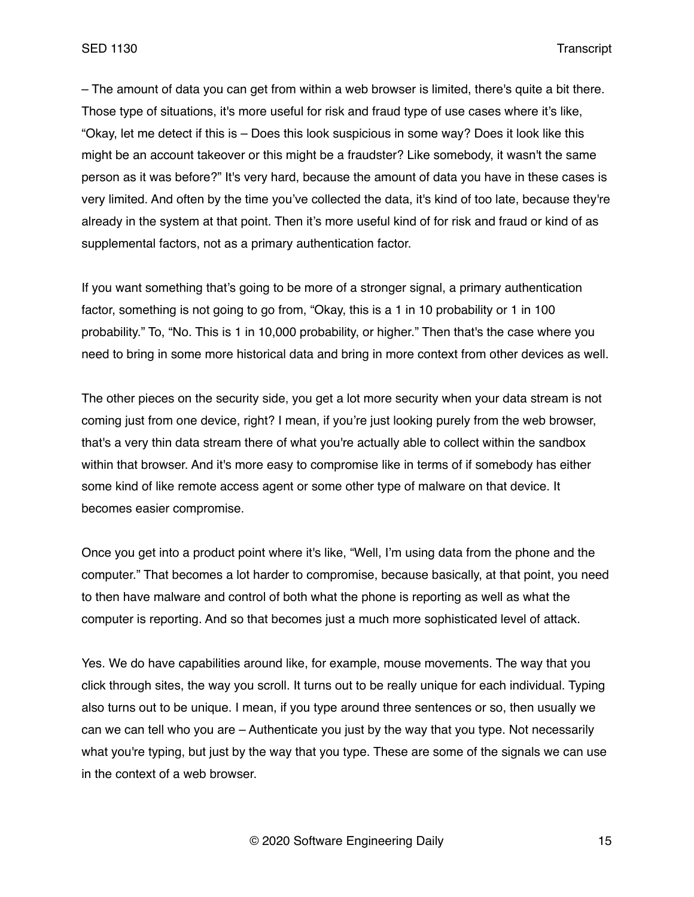– The amount of data you can get from within a web browser is limited, there's quite a bit there. Those type of situations, it's more useful for risk and fraud type of use cases where it's like, "Okay, let me detect if this is – Does this look suspicious in some way? Does it look like this might be an account takeover or this might be a fraudster? Like somebody, it wasn't the same person as it was before?" It's very hard, because the amount of data you have in these cases is very limited. And often by the time you've collected the data, it's kind of too late, because they're already in the system at that point. Then it's more useful kind of for risk and fraud or kind of as supplemental factors, not as a primary authentication factor.

If you want something that's going to be more of a stronger signal, a primary authentication factor, something is not going to go from, "Okay, this is a 1 in 10 probability or 1 in 100 probability." To, "No. This is 1 in 10,000 probability, or higher." Then that's the case where you need to bring in some more historical data and bring in more context from other devices as well.

The other pieces on the security side, you get a lot more security when your data stream is not coming just from one device, right? I mean, if you're just looking purely from the web browser, that's a very thin data stream there of what you're actually able to collect within the sandbox within that browser. And it's more easy to compromise like in terms of if somebody has either some kind of like remote access agent or some other type of malware on that device. It becomes easier compromise.

Once you get into a product point where it's like, "Well, I'm using data from the phone and the computer." That becomes a lot harder to compromise, because basically, at that point, you need to then have malware and control of both what the phone is reporting as well as what the computer is reporting. And so that becomes just a much more sophisticated level of attack.

Yes. We do have capabilities around like, for example, mouse movements. The way that you click through sites, the way you scroll. It turns out to be really unique for each individual. Typing also turns out to be unique. I mean, if you type around three sentences or so, then usually we can we can tell who you are – Authenticate you just by the way that you type. Not necessarily what you're typing, but just by the way that you type. These are some of the signals we can use in the context of a web browser.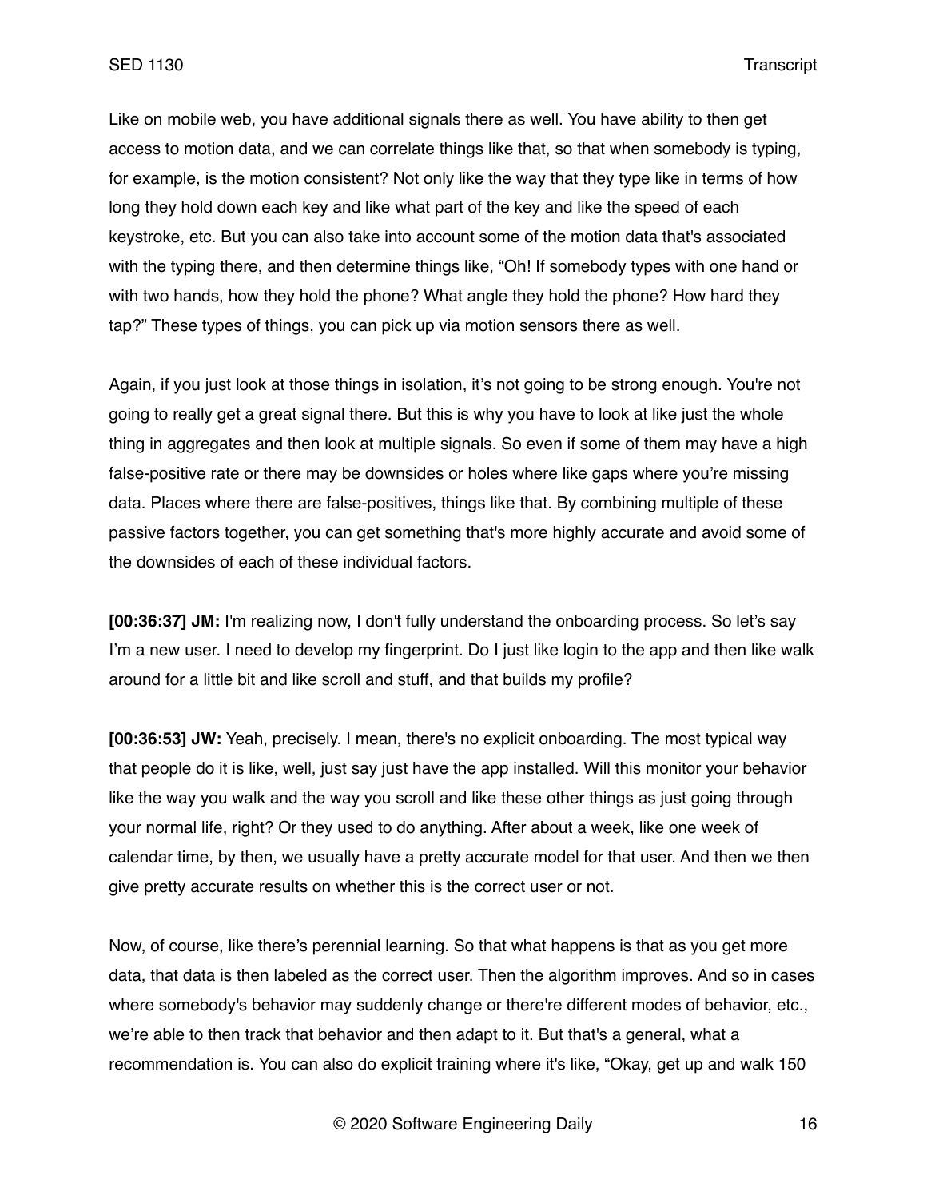Like on mobile web, you have additional signals there as well. You have ability to then get access to motion data, and we can correlate things like that, so that when somebody is typing, for example, is the motion consistent? Not only like the way that they type like in terms of how long they hold down each key and like what part of the key and like the speed of each keystroke, etc. But you can also take into account some of the motion data that's associated with the typing there, and then determine things like, "Oh! If somebody types with one hand or with two hands, how they hold the phone? What angle they hold the phone? How hard they tap?" These types of things, you can pick up via motion sensors there as well.

Again, if you just look at those things in isolation, it's not going to be strong enough. You're not going to really get a great signal there. But this is why you have to look at like just the whole thing in aggregates and then look at multiple signals. So even if some of them may have a high false-positive rate or there may be downsides or holes where like gaps where you're missing data. Places where there are false-positives, things like that. By combining multiple of these passive factors together, you can get something that's more highly accurate and avoid some of the downsides of each of these individual factors.

**[00:36:37] JM:** I'm realizing now, I don't fully understand the onboarding process. So let's say I'm a new user. I need to develop my fingerprint. Do I just like login to the app and then like walk around for a little bit and like scroll and stuff, and that builds my profile?

**[00:36:53] JW:** Yeah, precisely. I mean, there's no explicit onboarding. The most typical way that people do it is like, well, just say just have the app installed. Will this monitor your behavior like the way you walk and the way you scroll and like these other things as just going through your normal life, right? Or they used to do anything. After about a week, like one week of calendar time, by then, we usually have a pretty accurate model for that user. And then we then give pretty accurate results on whether this is the correct user or not.

Now, of course, like there's perennial learning. So that what happens is that as you get more data, that data is then labeled as the correct user. Then the algorithm improves. And so in cases where somebody's behavior may suddenly change or there're different modes of behavior, etc., we're able to then track that behavior and then adapt to it. But that's a general, what a recommendation is. You can also do explicit training where it's like, "Okay, get up and walk 150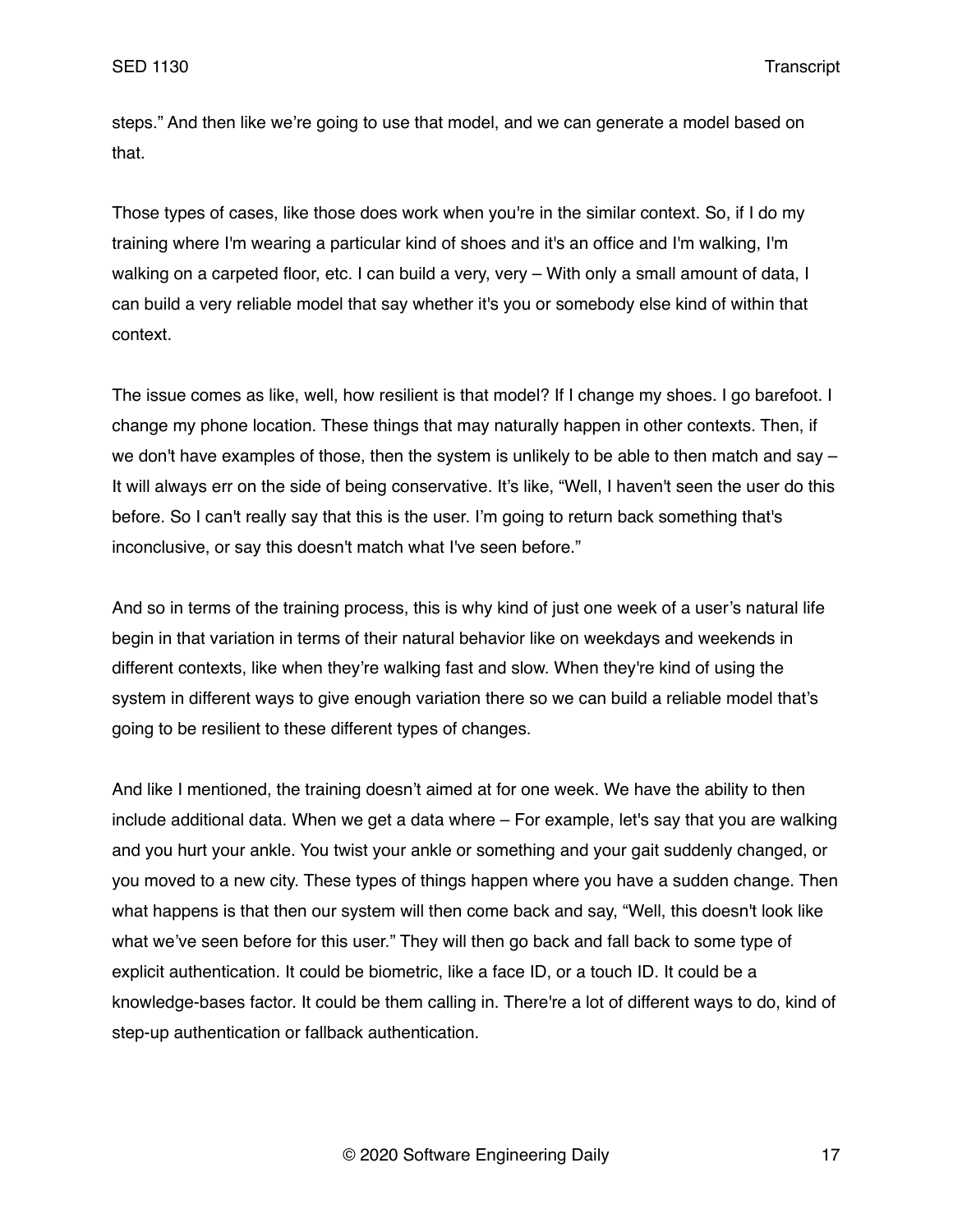steps." And then like we're going to use that model, and we can generate a model based on that.

Those types of cases, like those does work when you're in the similar context. So, if I do my training where I'm wearing a particular kind of shoes and it's an office and I'm walking, I'm walking on a carpeted floor, etc. I can build a very, very – With only a small amount of data, I can build a very reliable model that say whether it's you or somebody else kind of within that context.

The issue comes as like, well, how resilient is that model? If I change my shoes. I go barefoot. I change my phone location. These things that may naturally happen in other contexts. Then, if we don't have examples of those, then the system is unlikely to be able to then match and say – It will always err on the side of being conservative. It's like, "Well, I haven't seen the user do this before. So I can't really say that this is the user. I'm going to return back something that's inconclusive, or say this doesn't match what I've seen before."

And so in terms of the training process, this is why kind of just one week of a user's natural life begin in that variation in terms of their natural behavior like on weekdays and weekends in different contexts, like when they're walking fast and slow. When they're kind of using the system in different ways to give enough variation there so we can build a reliable model that's going to be resilient to these different types of changes.

And like I mentioned, the training doesn't aimed at for one week. We have the ability to then include additional data. When we get a data where – For example, let's say that you are walking and you hurt your ankle. You twist your ankle or something and your gait suddenly changed, or you moved to a new city. These types of things happen where you have a sudden change. Then what happens is that then our system will then come back and say, "Well, this doesn't look like what we've seen before for this user." They will then go back and fall back to some type of explicit authentication. It could be biometric, like a face ID, or a touch ID. It could be a knowledge-bases factor. It could be them calling in. There're a lot of different ways to do, kind of step-up authentication or fallback authentication.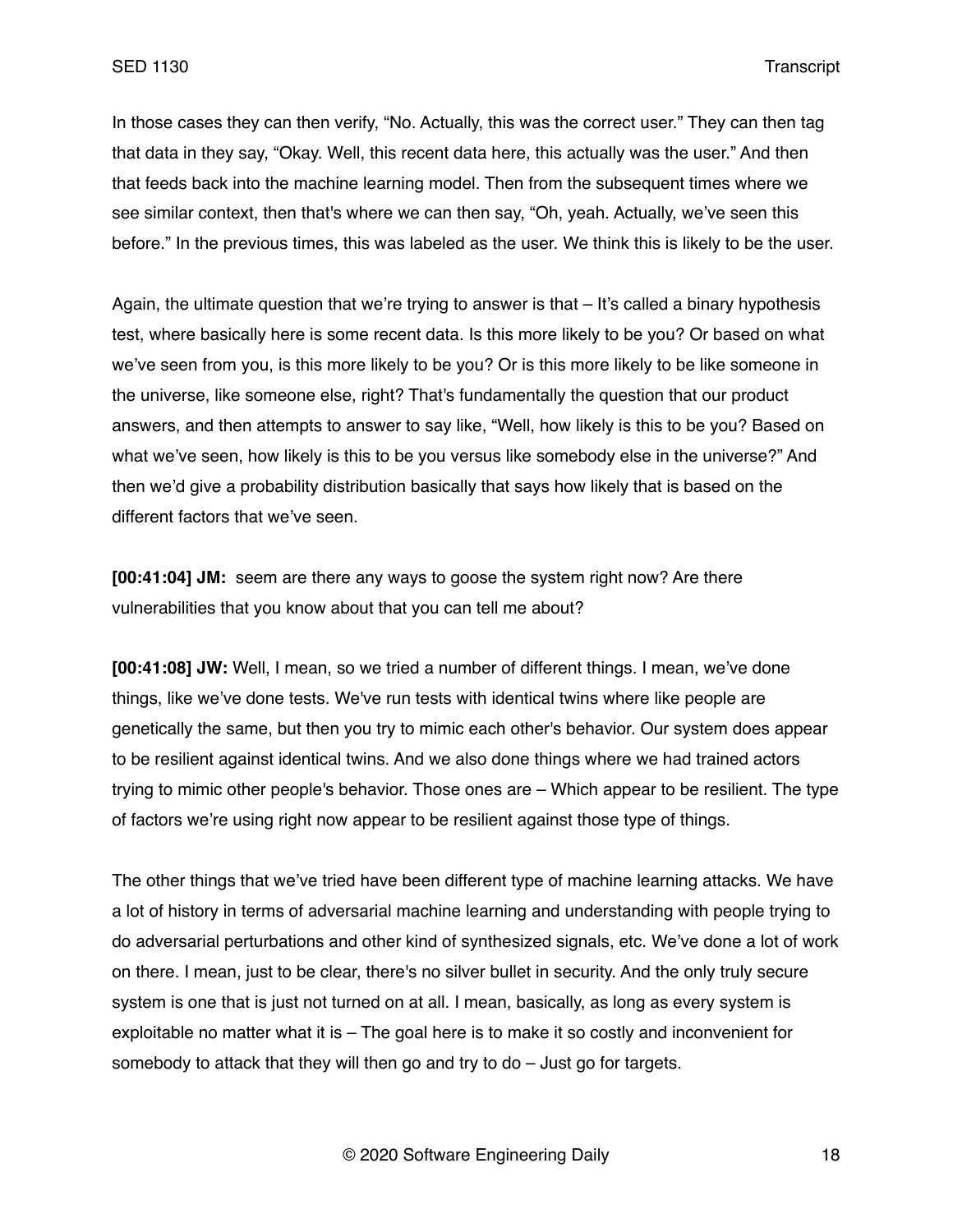In those cases they can then verify, "No. Actually, this was the correct user." They can then tag that data in they say, "Okay. Well, this recent data here, this actually was the user." And then that feeds back into the machine learning model. Then from the subsequent times where we see similar context, then that's where we can then say, "Oh, yeah. Actually, we've seen this before." In the previous times, this was labeled as the user. We think this is likely to be the user.

Again, the ultimate question that we're trying to answer is that – It's called a binary hypothesis test, where basically here is some recent data. Is this more likely to be you? Or based on what we've seen from you, is this more likely to be you? Or is this more likely to be like someone in the universe, like someone else, right? That's fundamentally the question that our product answers, and then attempts to answer to say like, "Well, how likely is this to be you? Based on what we've seen, how likely is this to be you versus like somebody else in the universe?" And then we'd give a probability distribution basically that says how likely that is based on the different factors that we've seen.

**[00:41:04] JM:** seem are there any ways to goose the system right now? Are there vulnerabilities that you know about that you can tell me about?

**[00:41:08] JW:** Well, I mean, so we tried a number of different things. I mean, we've done things, like we've done tests. We've run tests with identical twins where like people are genetically the same, but then you try to mimic each other's behavior. Our system does appear to be resilient against identical twins. And we also done things where we had trained actors trying to mimic other people's behavior. Those ones are – Which appear to be resilient. The type of factors we're using right now appear to be resilient against those type of things.

The other things that we've tried have been different type of machine learning attacks. We have a lot of history in terms of adversarial machine learning and understanding with people trying to do adversarial perturbations and other kind of synthesized signals, etc. We've done a lot of work on there. I mean, just to be clear, there's no silver bullet in security. And the only truly secure system is one that is just not turned on at all. I mean, basically, as long as every system is exploitable no matter what it is – The goal here is to make it so costly and inconvenient for somebody to attack that they will then go and try to do – Just go for targets.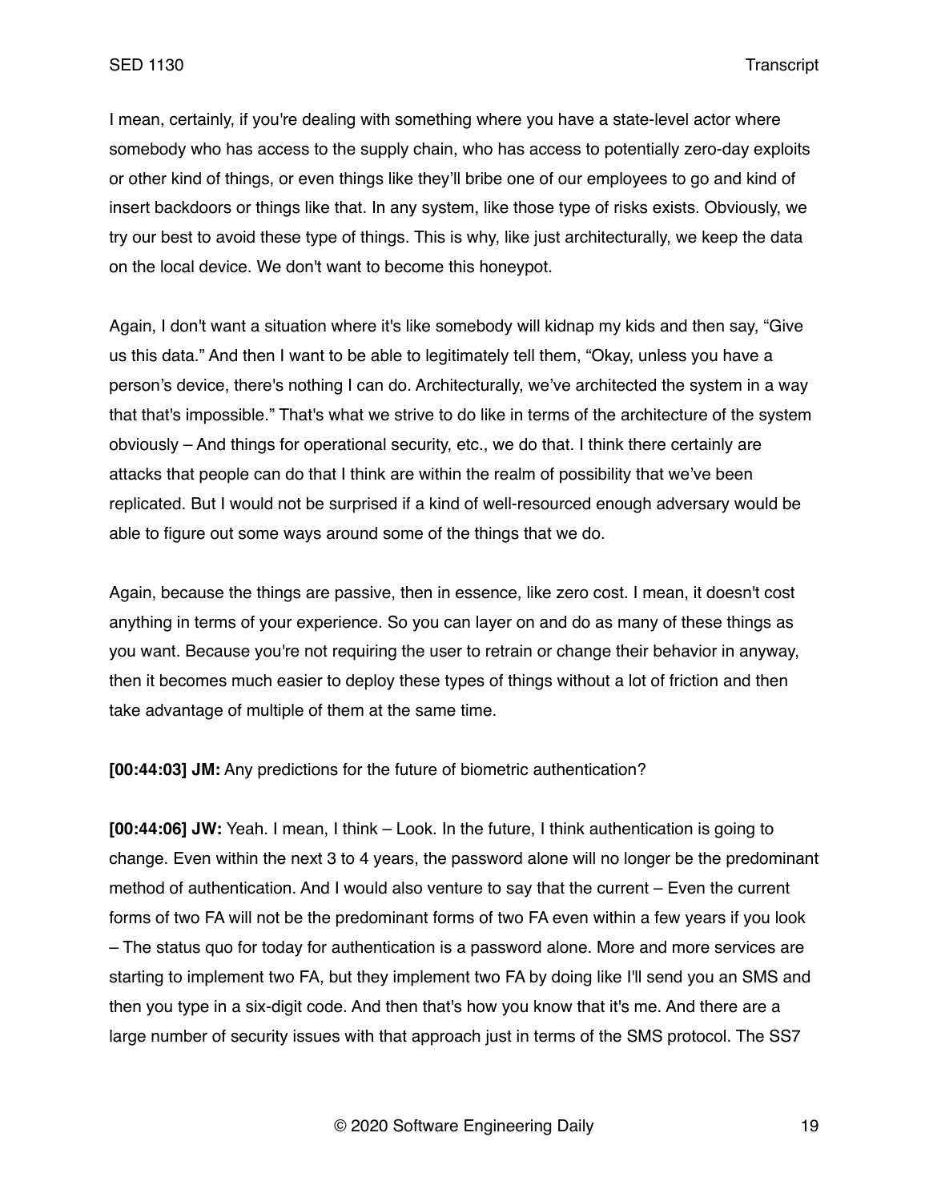I mean, certainly, if you're dealing with something where you have a state-level actor where somebody who has access to the supply chain, who has access to potentially zero-day exploits or other kind of things, or even things like they'll bribe one of our employees to go and kind of insert backdoors or things like that. In any system, like those type of risks exists. Obviously, we try our best to avoid these type of things. This is why, like just architecturally, we keep the data on the local device. We don't want to become this honeypot.

Again, I don't want a situation where it's like somebody will kidnap my kids and then say, "Give us this data." And then I want to be able to legitimately tell them, "Okay, unless you have a person's device, there's nothing I can do. Architecturally, we've architected the system in a way that that's impossible." That's what we strive to do like in terms of the architecture of the system obviously – And things for operational security, etc., we do that. I think there certainly are attacks that people can do that I think are within the realm of possibility that we've been replicated. But I would not be surprised if a kind of well-resourced enough adversary would be able to figure out some ways around some of the things that we do.

Again, because the things are passive, then in essence, like zero cost. I mean, it doesn't cost anything in terms of your experience. So you can layer on and do as many of these things as you want. Because you're not requiring the user to retrain or change their behavior in anyway, then it becomes much easier to deploy these types of things without a lot of friction and then take advantage of multiple of them at the same time.

**[00:44:03] JM:** Any predictions for the future of biometric authentication?

**[00:44:06] JW:** Yeah. I mean, I think – Look. In the future, I think authentication is going to change. Even within the next 3 to 4 years, the password alone will no longer be the predominant method of authentication. And I would also venture to say that the current – Even the current forms of two FA will not be the predominant forms of two FA even within a few years if you look – The status quo for today for authentication is a password alone. More and more services are starting to implement two FA, but they implement two FA by doing like I'll send you an SMS and then you type in a six-digit code. And then that's how you know that it's me. And there are a large number of security issues with that approach just in terms of the SMS protocol. The SS7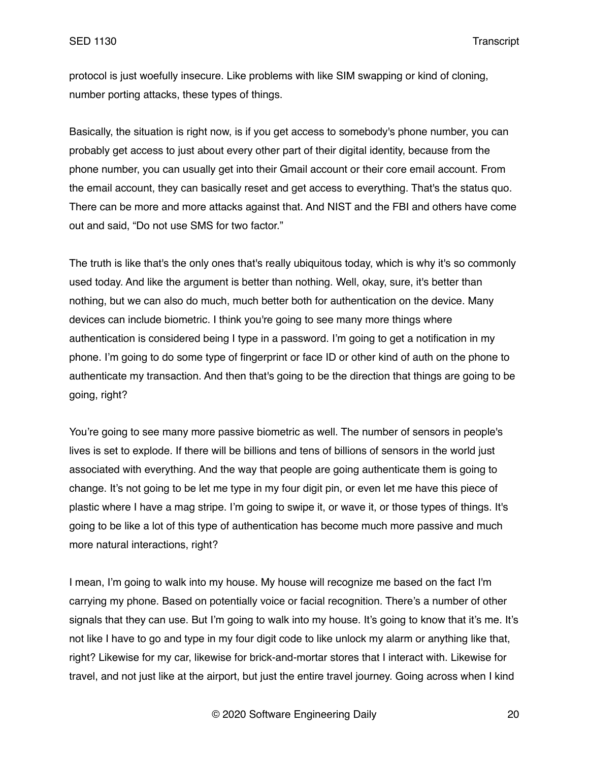protocol is just woefully insecure. Like problems with like SIM swapping or kind of cloning, number porting attacks, these types of things.

Basically, the situation is right now, is if you get access to somebody's phone number, you can probably get access to just about every other part of their digital identity, because from the phone number, you can usually get into their Gmail account or their core email account. From the email account, they can basically reset and get access to everything. That's the status quo. There can be more and more attacks against that. And NIST and the FBI and others have come out and said, "Do not use SMS for two factor."

The truth is like that's the only ones that's really ubiquitous today, which is why it's so commonly used today. And like the argument is better than nothing. Well, okay, sure, it's better than nothing, but we can also do much, much better both for authentication on the device. Many devices can include biometric. I think you're going to see many more things where authentication is considered being I type in a password. I'm going to get a notification in my phone. I'm going to do some type of fingerprint or face ID or other kind of auth on the phone to authenticate my transaction. And then that's going to be the direction that things are going to be going, right?

You're going to see many more passive biometric as well. The number of sensors in people's lives is set to explode. If there will be billions and tens of billions of sensors in the world just associated with everything. And the way that people are going authenticate them is going to change. It's not going to be let me type in my four digit pin, or even let me have this piece of plastic where I have a mag stripe. I'm going to swipe it, or wave it, or those types of things. It's going to be like a lot of this type of authentication has become much more passive and much more natural interactions, right?

I mean, I'm going to walk into my house. My house will recognize me based on the fact I'm carrying my phone. Based on potentially voice or facial recognition. There's a number of other signals that they can use. But I'm going to walk into my house. It's going to know that it's me. It's not like I have to go and type in my four digit code to like unlock my alarm or anything like that, right? Likewise for my car, likewise for brick-and-mortar stores that I interact with. Likewise for travel, and not just like at the airport, but just the entire travel journey. Going across when I kind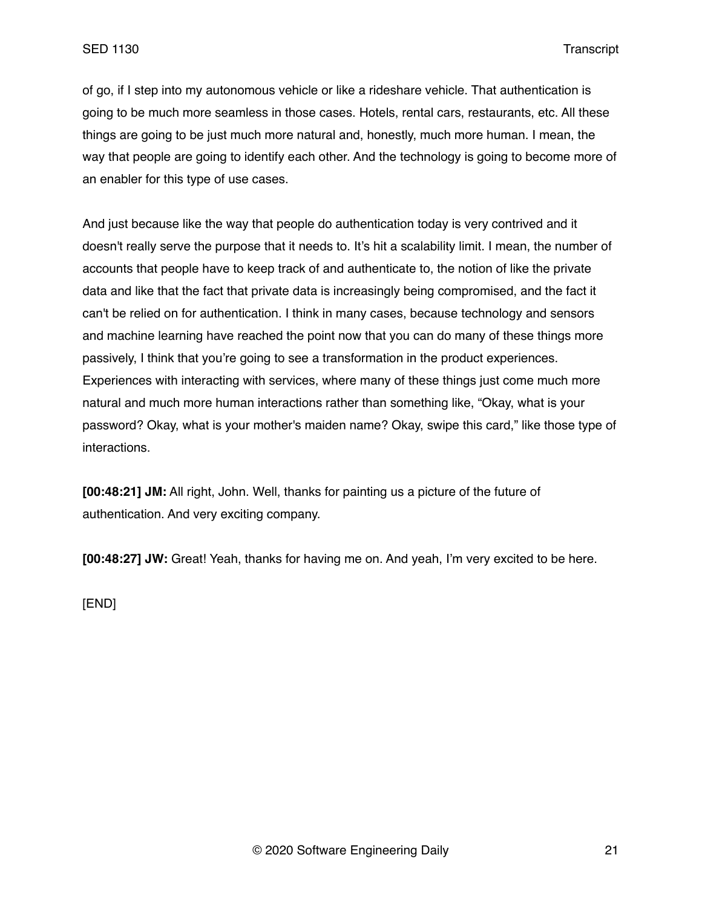of go, if I step into my autonomous vehicle or like a rideshare vehicle. That authentication is going to be much more seamless in those cases. Hotels, rental cars, restaurants, etc. All these things are going to be just much more natural and, honestly, much more human. I mean, the way that people are going to identify each other. And the technology is going to become more of an enabler for this type of use cases.

And just because like the way that people do authentication today is very contrived and it doesn't really serve the purpose that it needs to. It's hit a scalability limit. I mean, the number of accounts that people have to keep track of and authenticate to, the notion of like the private data and like that the fact that private data is increasingly being compromised, and the fact it can't be relied on for authentication. I think in many cases, because technology and sensors and machine learning have reached the point now that you can do many of these things more passively, I think that you're going to see a transformation in the product experiences. Experiences with interacting with services, where many of these things just come much more natural and much more human interactions rather than something like, "Okay, what is your password? Okay, what is your mother's maiden name? Okay, swipe this card," like those type of interactions.

**[00:48:21] JM:** All right, John. Well, thanks for painting us a picture of the future of authentication. And very exciting company.

**[00:48:27] JW:** Great! Yeah, thanks for having me on. And yeah, I'm very excited to be here.

[END]